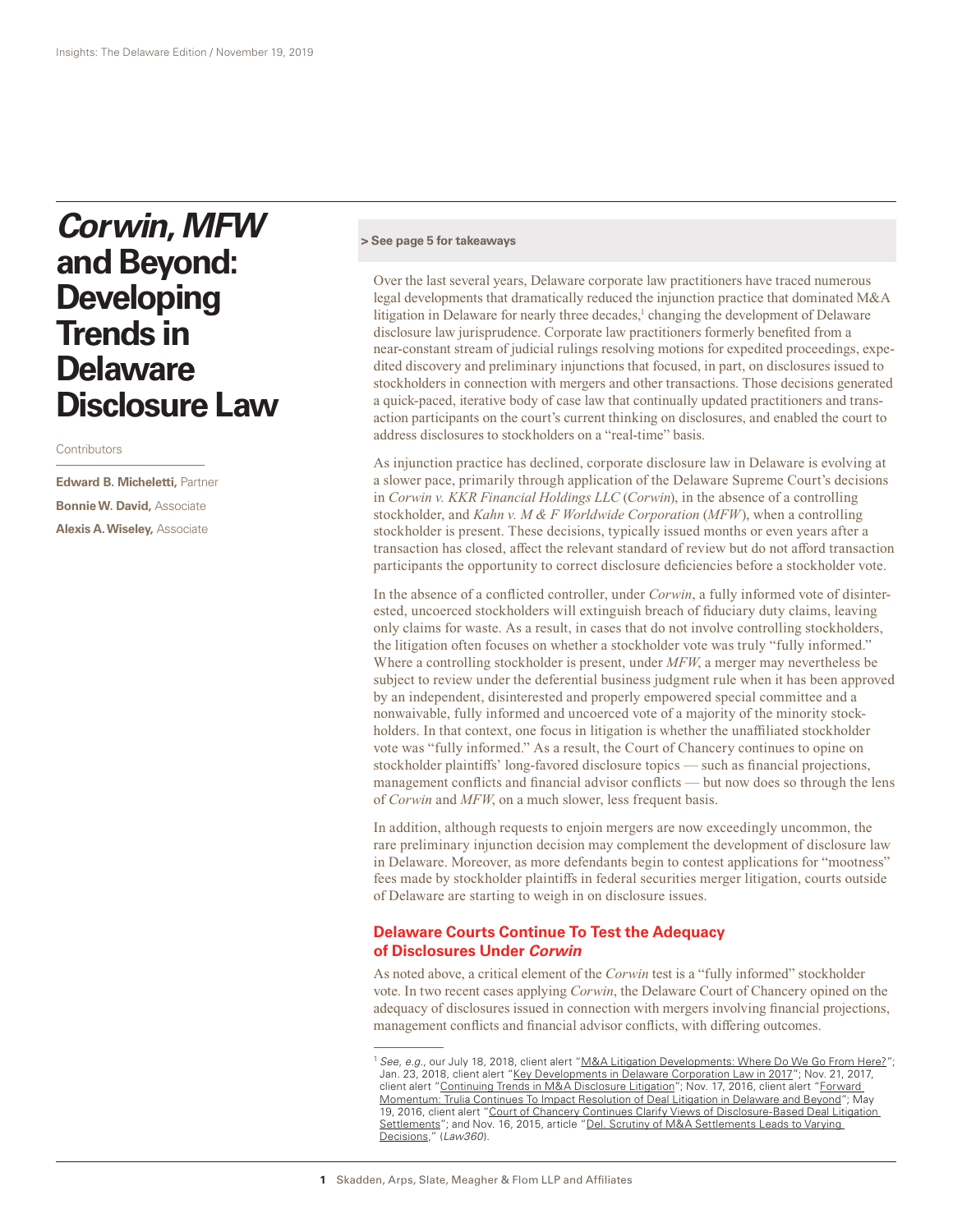# *Corwin, MFW* and Beyond: Developing Trends in Delaware Disclosure Law

Contributors

**Edward B. Micheletti,** Partner

**Bonnie W. David,** Associate

**Alexis A. Wiseley,** Associate

**> See page 5 for takeaways**

Over the last several years, Delaware corporate law practitioners have traced numerous legal developments that dramatically reduced the injunction practice that dominated M&A litigation in Delaware for nearly three decades,[1] changing the development of Delaware disclosure law jurisprudence. Corporate law practitioners formerly benefited from a near-constant stream of judicial rulings resolving motions for expedited proceedings, expedited discovery and preliminary injunctions that focused, in part, on disclosures issued to stockholders in connection with mergers and other transactions. Those decisions generated a quick-paced, iterative body of case law that continually updated practitioners and transaction participants on the court's current thinking on disclosures, and enabled the court to address disclosures to stockholders on a "real-time" basis.

As injunction practice has declined, corporate disclosure law in Delaware is evolving at a slower pace, primarily through application of the Delaware Supreme Court's decisions in *Corwin v. KKR Financial Holdings LLC* (*Corwin*), in the absence of a controlling stockholder, and *Kahn v. M & F Worldwide Corporation* (*MFW*), when a controlling stockholder is present. These decisions, typically issued months or even years after a transaction has closed, affect the relevant standard of review but do not afford transaction participants the opportunity to correct disclosure deficiencies before a stockholder vote.

In the absence of a conflicted controller, under *Corwin*, a fully informed vote of disinterested, uncoerced stockholders will extinguish breach of fiduciary duty claims, leaving only claims for waste. As a result, in cases that do not involve controlling stockholders, the litigation often focuses on whether a stockholder vote was truly "fully informed." Where a controlling stockholder is present, under *MFW*, a merger may nevertheless be subject to review under the deferential business judgment rule when it has been approved by an independent, disinterested and properly empowered special committee and a nonwaivable, fully informed and uncoerced vote of a majority of the minority stockholders. In that context, one focus in litigation is whether the unaffiliated stockholder vote was "fully informed." As a result, the Court of Chancery continues to opine on stockholder plaintiffs' long-favored disclosure topics — such as financial projections, management conflicts and financial advisor conflicts — but now does so through the lens of *Corwin* and *MFW*, on a much slower, less frequent basis.

In addition, although requests to enjoin mergers are now exceedingly uncommon, the rare preliminary injunction decision may complement the development of disclosure law in Delaware. Moreover, as more defendants begin to contest applications for "mootness" fees made by stockholder plaintiffs in federal securities merger litigation, courts outside of Delaware are starting to weigh in on disclosure issues.

## Delaware Courts Continue To Test the Adequacy of Disclosures Under *Corwin*

As noted above, a critical element of the *Corwin* test is a "fully informed" stockholder vote. In two recent cases applying *Corwin*, the Delaware Court of Chancery opined on the adequacy of disclosures issued in connection with mergers involving financial projections, management conflicts and financial advisor conflicts, with differing outcomes.

[1] *See, e.g.*, our July 18, 2018, client alert "M&A Litigation Developments: Where Do We Go From Here?"; Jan. 23, 2018, client alert "Key Developments in Delaware Corporation Law in 2017"; Nov. 21, 2017, client alert "Continuing Trends in M&A Disclosure Litigation"; Nov. 17, 2016, client alert "Forward Momentum: Trulia Continues To Impact Resolution of Deal Litigation in Delaware and Beyond"; May 19, 2016, client alert "Court of Chancery Continues Clarify Views of Disclosure-Based Deal Litigation Settlements"; and Nov. 16, 2015, article "Del. Scrutiny of M&A Settlements Leads to Varying Decisions," (*Law360*).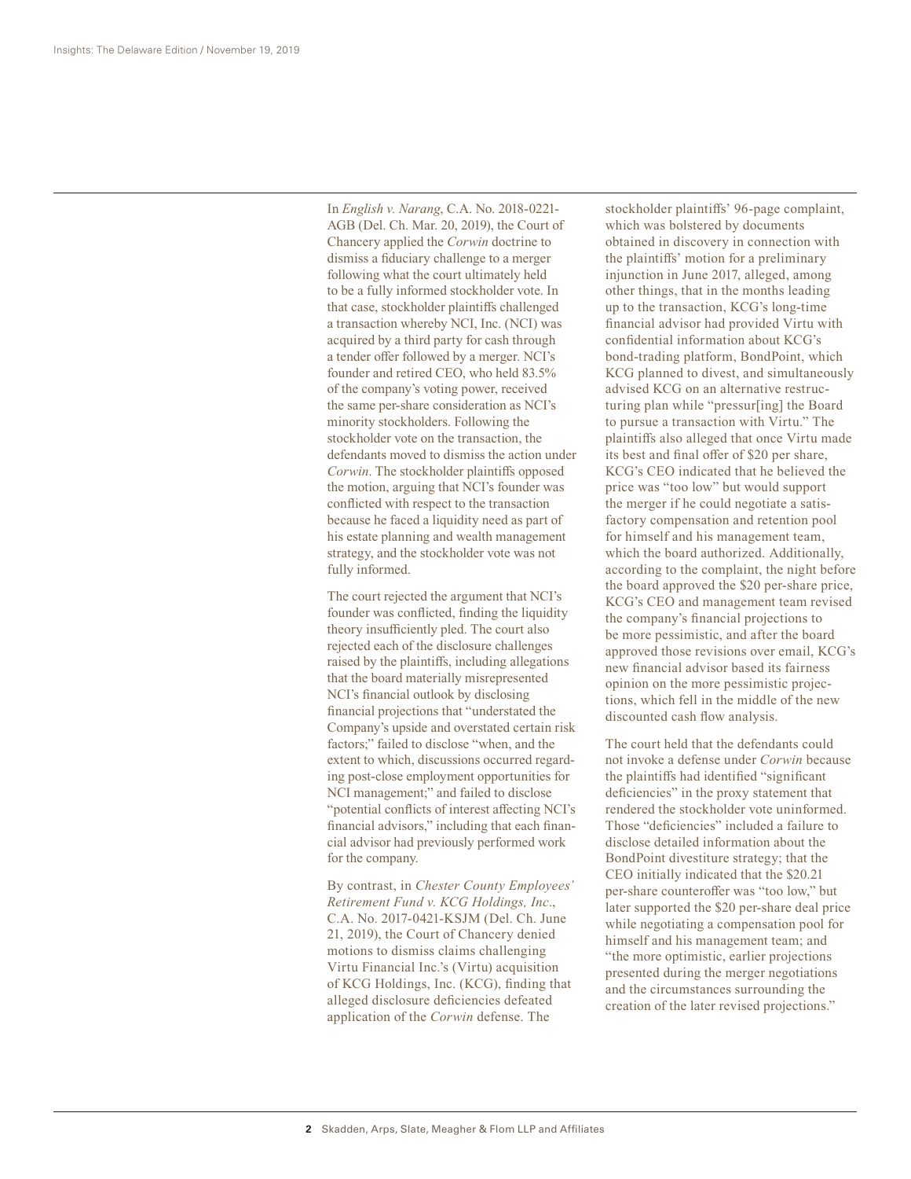In *English v. Narang*, C.A. No. 2018-0221-AGB (Del. Ch. Mar. 20, 2019), the Court of Chancery applied the *Corwin* doctrine to dismiss a fiduciary challenge to a merger following what the court ultimately held to be a fully informed stockholder vote. In that case, stockholder plaintiffs challenged a transaction whereby NCI, Inc. (NCI) was acquired by a third party for cash through a tender offer followed by a merger. NCI's founder and retired CEO, who held 83.5% of the company's voting power, received the same per-share consideration as NCI's minority stockholders. Following the stockholder vote on the transaction, the defendants moved to dismiss the action under *Corwin*. The stockholder plaintiffs opposed the motion, arguing that NCI's founder was conflicted with respect to the transaction because he faced a liquidity need as part of his estate planning and wealth management strategy, and the stockholder vote was not fully informed.

The court rejected the argument that NCI's founder was conflicted, finding the liquidity theory insufficiently pled. The court also rejected each of the disclosure challenges raised by the plaintiffs, including allegations that the board materially misrepresented NCI's financial outlook by disclosing financial projections that "understated the Company's upside and overstated certain risk factors;" failed to disclose "when, and the extent to which, discussions occurred regarding post-close employment opportunities for NCI management;" and failed to disclose "potential conflicts of interest affecting NCI's financial advisors," including that each financial advisor had previously performed work for the company.

By contrast, in *Chester County Employees' Retirement Fund v. KCG Holdings, Inc.*, C.A. No. 2017-0421-KSJM (Del. Ch. June 21, 2019), the Court of Chancery denied motions to dismiss claims challenging Virtu Financial Inc.'s (Virtu) acquisition of KCG Holdings, Inc. (KCG), finding that alleged disclosure deficiencies defeated application of the *Corwin* defense. The stockholder plaintiffs' 96-page complaint, which was bolstered by documents obtained in discovery in connection with the plaintiffs' motion for a preliminary injunction in June 2017, alleged, among other things, that in the months leading up to the transaction, KCG's long-time financial advisor had provided Virtu with confidential information about KCG's bond-trading platform, BondPoint, which KCG planned to divest, and simultaneously advised KCG on an alternative restructuring plan while "pressur[ing] the Board to pursue a transaction with Virtu." The plaintiffs also alleged that once Virtu made its best and final offer of $20 per share, KCG's CEO indicated that he believed the price was "too low" but would support the merger if he could negotiate a satisfactory compensation and retention pool for himself and his management team, which the board authorized. Additionally, according to the complaint, the night before the board approved the $20 per-share price, KCG's CEO and management team revised the company's financial projections to be more pessimistic, and after the board approved those revisions over email, KCG's new financial advisor based its fairness opinion on the more pessimistic projections, which fell in the middle of the new discounted cash flow analysis.

The court held that the defendants could not invoke a defense under *Corwin* because the plaintiffs had identified "significant deficiencies" in the proxy statement that rendered the stockholder vote uninformed. Those "deficiencies" included a failure to disclose detailed information about the BondPoint divestiture strategy; that the CEO initially indicated that the $20.21 per-share counteroffer was "too low," but later supported the $20 per-share deal price while negotiating a compensation pool for himself and his management team; and "the more optimistic, earlier projections presented during the merger negotiations and the circumstances surrounding the creation of the later revised projections."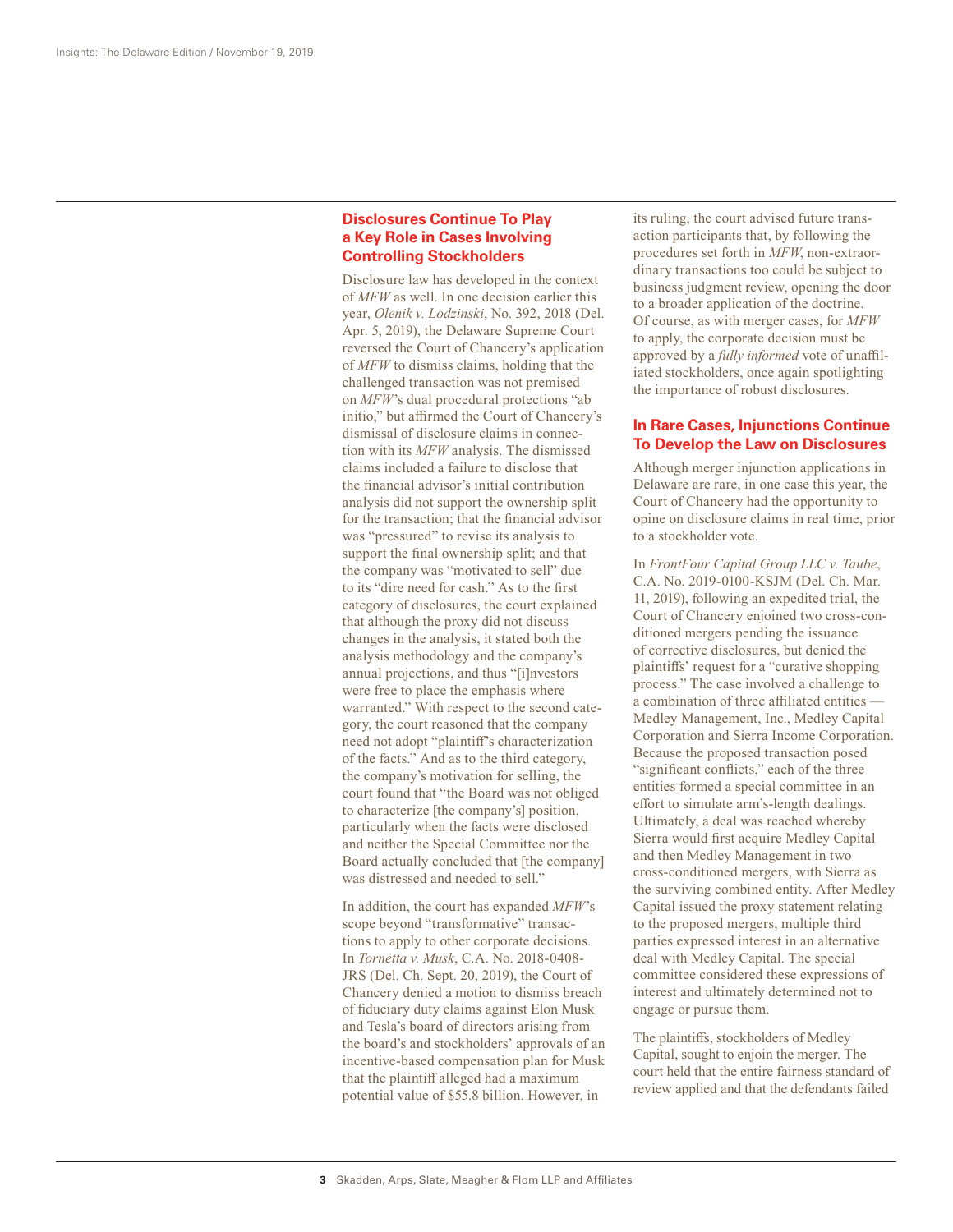## Disclosures Continue To Play a Key Role in Cases Involving Controlling Stockholders

Disclosure law has developed in the context of *MFW* as well. In one decision earlier this year, *Olenik v. Lodzinski*, No. 392, 2018 (Del. Apr. 5, 2019), the Delaware Supreme Court reversed the Court of Chancery's application of *MFW* to dismiss claims, holding that the challenged transaction was not premised on *MFW*'s dual procedural protections "ab initio," but affirmed the Court of Chancery's dismissal of disclosure claims in connection with its *MFW* analysis. The dismissed claims included a failure to disclose that the financial advisor's initial contribution analysis did not support the ownership split for the transaction; that the financial advisor was "pressured" to revise its analysis to support the final ownership split; and that the company was "motivated to sell" due to its "dire need for cash." As to the first category of disclosures, the court explained that although the proxy did not discuss changes in the analysis, it stated both the analysis methodology and the company's annual projections, and thus "[i]nvestors were free to place the emphasis where warranted." With respect to the second category, the court reasoned that the company need not adopt "plaintiff's characterization of the facts." And as to the third category, the company's motivation for selling, the court found that "the Board was not obliged to characterize [the company's] position, particularly when the facts were disclosed and neither the Special Committee nor the Board actually concluded that [the company] was distressed and needed to sell."

In addition, the court has expanded *MFW*'s scope beyond "transformative" transactions to apply to other corporate decisions. In *Tornetta v. Musk*, C.A. No. 2018-0408-JRS (Del. Ch. Sept. 20, 2019), the Court of Chancery denied a motion to dismiss breach of fiduciary duty claims against Elon Musk and Tesla's board of directors arising from the board's and stockholders' approvals of an incentive-based compensation plan for Musk that the plaintiff alleged had a maximum potential value of $55.8 billion. However, in its ruling, the court advised future transaction participants that, by following the procedures set forth in *MFW*, non-extraordinary transactions too could be subject to business judgment review, opening the door to a broader application of the doctrine. Of course, as with merger cases, for *MFW* to apply, the corporate decision must be approved by a *fully informed* vote of unaffiliated stockholders, once again spotlighting the importance of robust disclosures.

## In Rare Cases, Injunctions Continue To Develop the Law on Disclosures

Although merger injunction applications in Delaware are rare, in one case this year, the Court of Chancery had the opportunity to opine on disclosure claims in real time, prior to a stockholder vote.

In *FrontFour Capital Group LLC v. Taube*, C.A. No. 2019-0100-KSJM (Del. Ch. Mar. 11, 2019), following an expedited trial, the Court of Chancery enjoined two cross-conditioned mergers pending the issuance of corrective disclosures, but denied the plaintiffs' request for a "curative shopping process." The case involved a challenge to a combination of three affiliated entities — Medley Management, Inc., Medley Capital Corporation and Sierra Income Corporation. Because the proposed transaction posed "significant conflicts," each of the three entities formed a special committee in an effort to simulate arm's-length dealings. Ultimately, a deal was reached whereby Sierra would first acquire Medley Capital and then Medley Management in two cross-conditioned mergers, with Sierra as the surviving combined entity. After Medley Capital issued the proxy statement relating to the proposed mergers, multiple third parties expressed interest in an alternative deal with Medley Capital. The special committee considered these expressions of interest and ultimately determined not to engage or pursue them.

The plaintiffs, stockholders of Medley Capital, sought to enjoin the merger. The court held that the entire fairness standard of review applied and that the defendants failed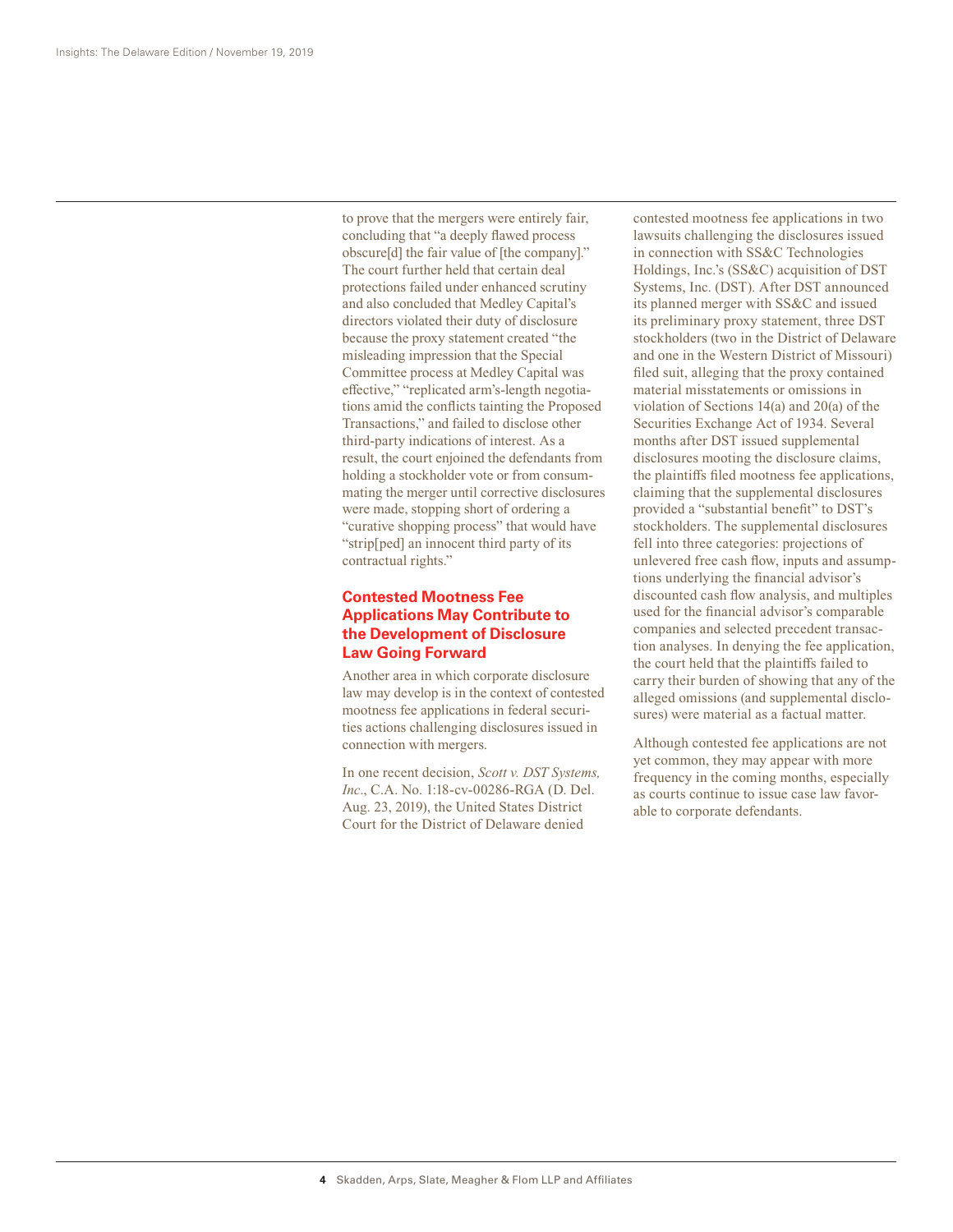to prove that the mergers were entirely fair, concluding that "a deeply flawed process obscure[d] the fair value of [the company]." The court further held that certain deal protections failed under enhanced scrutiny and also concluded that Medley Capital's directors violated their duty of disclosure because the proxy statement created "the misleading impression that the Special Committee process at Medley Capital was effective," "replicated arm's-length negotiations amid the conflicts tainting the Proposed Transactions," and failed to disclose other third-party indications of interest. As a result, the court enjoined the defendants from holding a stockholder vote or from consummating the merger until corrective disclosures were made, stopping short of ordering a "curative shopping process" that would have "strip[ped] an innocent third party of its contractual rights."

## Contested Mootness Fee Applications May Contribute to the Development of Disclosure Law Going Forward

Another area in which corporate disclosure law may develop is in the context of contested mootness fee applications in federal securities actions challenging disclosures issued in connection with mergers.

In one recent decision, *Scott v. DST Systems, Inc.*, C.A. No. 1:18-cv-00286-RGA (D. Del. Aug. 23, 2019), the United States District Court for the District of Delaware denied contested mootness fee applications in two lawsuits challenging the disclosures issued in connection with SS&C Technologies Holdings, Inc.'s (SS&C) acquisition of DST Systems, Inc. (DST). After DST announced its planned merger with SS&C and issued its preliminary proxy statement, three DST stockholders (two in the District of Delaware and one in the Western District of Missouri) filed suit, alleging that the proxy contained material misstatements or omissions in violation of Sections 14(a) and 20(a) of the Securities Exchange Act of 1934. Several months after DST issued supplemental disclosures mooting the disclosure claims, the plaintiffs filed mootness fee applications, claiming that the supplemental disclosures provided a "substantial benefit" to DST's stockholders. The supplemental disclosures fell into three categories: projections of unlevered free cash flow, inputs and assumptions underlying the financial advisor's discounted cash flow analysis, and multiples used for the financial advisor's comparable companies and selected precedent transaction analyses. In denying the fee application, the court held that the plaintiffs failed to carry their burden of showing that any of the alleged omissions (and supplemental disclosures) were material as a factual matter.

Although contested fee applications are not yet common, they may appear with more frequency in the coming months, especially as courts continue to issue case law favorable to corporate defendants.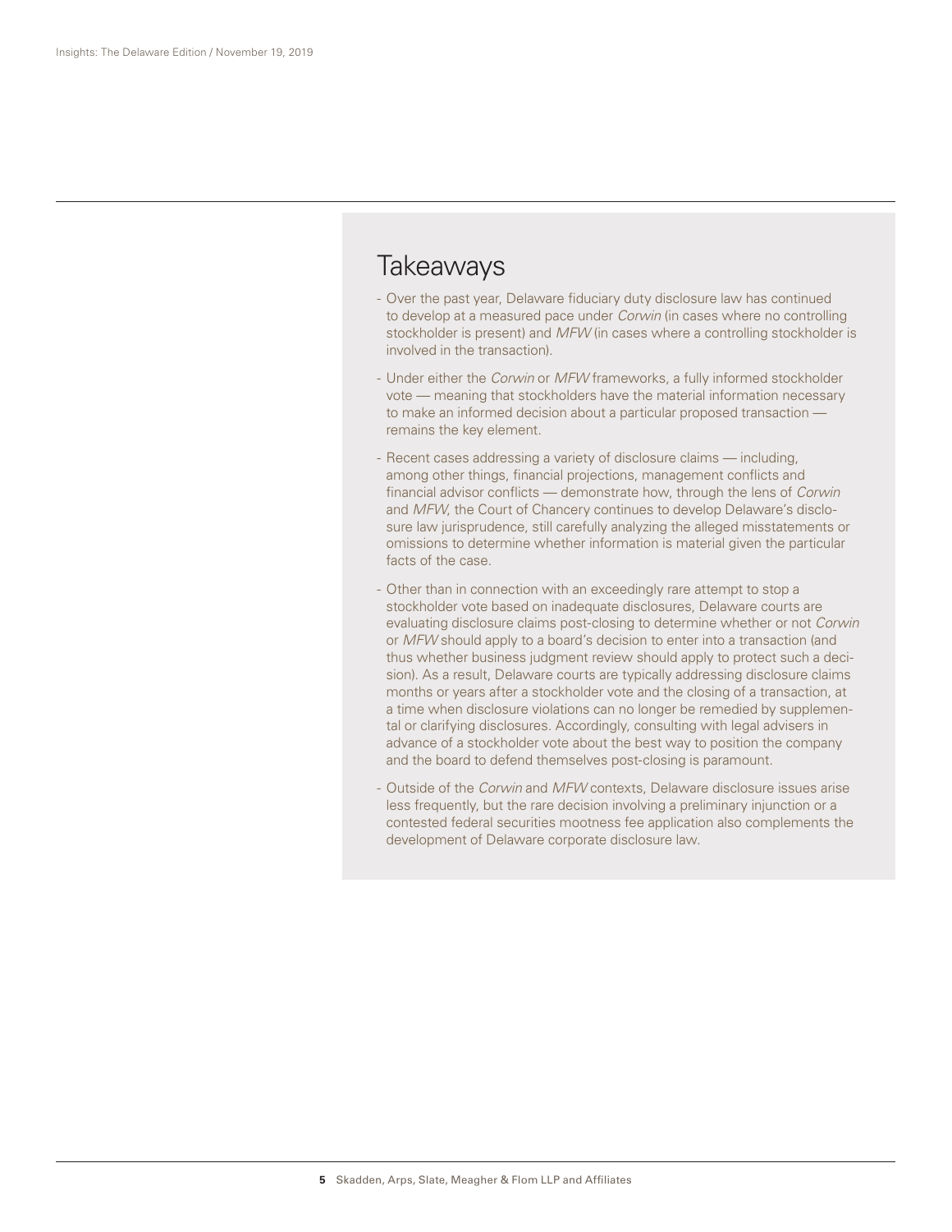## Takeaways

- Over the past year, Delaware fiduciary duty disclosure law has continued to develop at a measured pace under *Corwin* (in cases where no controlling stockholder is present) and *MFW* (in cases where a controlling stockholder is involved in the transaction).
- Under either the *Corwin* or *MFW* frameworks, a fully informed stockholder vote — meaning that stockholders have the material information necessary to make an informed decision about a particular proposed transaction — remains the key element.
- Recent cases addressing a variety of disclosure claims — including, among other things, financial projections, management conflicts and financial advisor conflicts — demonstrate how, through the lens of *Corwin* and *MFW*, the Court of Chancery continues to develop Delaware's disclosure law jurisprudence, still carefully analyzing the alleged misstatements or omissions to determine whether information is material given the particular facts of the case.
- Other than in connection with an exceedingly rare attempt to stop a stockholder vote based on inadequate disclosures, Delaware courts are evaluating disclosure claims post-closing to determine whether or not *Corwin* or *MFW* should apply to a board's decision to enter into a transaction (and thus whether business judgment review should apply to protect such a decision). As a result, Delaware courts are typically addressing disclosure claims months or years after a stockholder vote and the closing of a transaction, at a time when disclosure violations can no longer be remedied by supplemental or clarifying disclosures. Accordingly, consulting with legal advisers in advance of a stockholder vote about the best way to position the company and the board to defend themselves post-closing is paramount.
- Outside of the *Corwin* and *MFW* contexts, Delaware disclosure issues arise less frequently, but the rare decision involving a preliminary injunction or a contested federal securities mootness fee application also complements the development of Delaware corporate disclosure law.